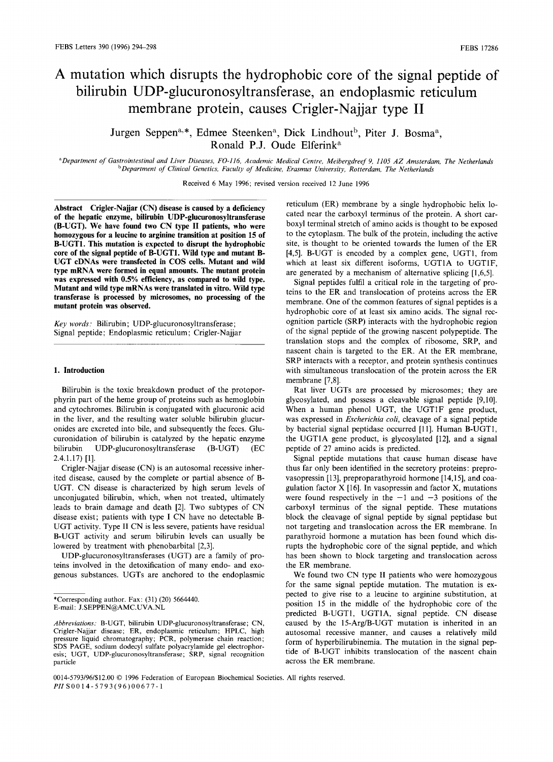# A mutation which disrupts the hydrophobic core of the signal peptide of bilirubin UDP-glucuronosyltransferase, an endoplasmic reticulum membrane protein, causes Crigler-Najjar type II

Jurgen Seppen[a,*], Edmee Steenken[a], Dick Lindhout[b], Piter J. Bosma[a], Ronald P.J. Oude Elferink[a]

[a]*Department of Gastrointestinal and Liver Diseases, FO-116, Academic Medical Centre, Meibergdreef 9, 1105 AZ Amsterdam, The Netherlands*
[b]*Department of Clinical Genetics, Faculty of Medicine, Erasmus University, Rotterdam, The Netherlands*

Received 6 May 1996; revised version received 12 June 1996

**Abstract** Crigler-Najjar (CN) disease is caused by a deficiency of the hepatic enzyme, bilirubin UDP-glucuronosyltransferase (B-UGT). We have found two CN type II patients, who were homozygous for a leucine to arginine transition at position 15 of B-UGT1. This mutation is expected to disrupt the hydrophobic core of the signal peptide of B-UGT1. Wild type and mutant B-UGT cDNAs were transfected in COS cells. Mutant and wild type mRNA were formed in equal amounts. The mutant protein was expressed with 0.5% efficiency, as compared to wild type. Mutant and wild type mRNAs were translated in vitro. Wild type transferase is processed by microsomes, no processing of the mutant protein was observed.

*Key words:* Bilirubin; UDP-glucuronosyltransferase; Signal peptide; Endoplasmic reticulum; Crigler-Najjar

## 1. Introduction

Bilirubin is the toxic breakdown product of the protoporphyrin part of the heme group of proteins such as hemoglobin and cytochromes. Bilirubin is conjugated with glucuronic acid in the liver, and the resulting water soluble bilirubin glucuronides are excreted into bile, and subsequently the feces. Glucuronidation of bilirubin is catalyzed by the hepatic enzyme bilirubin UDP-glucuronosyltransferase (B-UGT) (EC 2.4.1.17) [1].

Crigler-Najjar disease (CN) is an autosomal recessive inherited disease, caused by the complete or partial absence of B-UGT. CN disease is characterized by high serum levels of unconjugated bilirubin, which, when not treated, ultimately leads to brain damage and death [2]. Two subtypes of CN disease exist; patients with type I CN have no detectable B-UGT activity. Type II CN is less severe, patients have residual B-UGT activity and serum bilirubin levels can usually be lowered by treatment with phenobarbital [2,3].

UDP-glucuronosyltransferases (UGT) are a family of proteins involved in the detoxification of many endo- and exogenous substances. UGTs are anchored to the endoplasmic reticulum (ER) membrane by a single hydrophobic helix located near the carboxyl terminus of the protein. A short carboxyl terminal stretch of amino acids is thought to be exposed to the cytoplasm. The bulk of the protein, including the active site, is thought to be oriented towards the lumen of the ER [4,5]. B-UGT is encoded by a complex gene, UGT1, from which at least six different isoforms, UGT1A to UGT1F, are generated by a mechanism of alternative splicing [1,6,5].

Signal peptides fulfil a critical role in the targeting of proteins to the ER and translocation of proteins across the ER membrane. One of the common features of signal peptides is a hydrophobic core of at least six amino acids. The signal recognition particle (SRP) interacts with the hydrophobic region of the signal peptide of the growing nascent polypeptide. The translation stops and the complex of ribosome, SRP, and nascent chain is targeted to the ER. At the ER membrane, SRP interacts with a receptor, and protein synthesis continues with simultaneous translocation of the protein across the ER membrane [7,8].

Rat liver UGTs are processed by microsomes; they are glycosylated, and possess a cleavable signal peptide [9,10]. When a human phenol UGT, the UGT1F gene product, was expressed in *Escherichia coli*, cleavage of a signal peptide by bacterial signal peptidase occurred [11]. Human B-UGT1, the UGT1A gene product, is glycosylated [12], and a signal peptide of 27 amino acids is predicted.

Signal peptide mutations that cause human disease have thus far only been identified in the secretory proteins: prepro-vasopressin [13], preproparathyroid hormone [14,15], and coagulation factor X [16]. In vasopressin and factor X, mutations were found respectively in the −1 and −3 positions of the carboxyl terminus of the signal peptide. These mutations block the cleavage of signal peptide by signal peptidase but not targeting and translocation across the ER membrane. In parathyroid hormone a mutation has been found which disrupts the hydrophobic core of the signal peptide, and which has been shown to block targeting and translocation across the ER membrane.

We found two CN type II patients who were homozygous for the same signal peptide mutation. The mutation is expected to give rise to a leucine to arginine substitution, at position 15 in the middle of the hydrophobic core of the predicted B-UGT1, UGT1A, signal peptide. CN disease caused by the 15-Arg/B-UGT mutation is inherited in an autosomal recessive manner, and causes a relatively mild form of hyperbilirubinemia. The mutation in the signal peptide of B-UGT inhibits translocation of the nascent chain across the ER membrane.

*Corresponding author. Fax: (31) (20) 5664440.
E-mail: J.SEPPEN@AMC.UVA.NL

*Abbreviations:* B-UGT, bilirubin UDP-glucuronosyltransferase; CN, Crigler-Najjar disease; ER, endoplasmic reticulum; HPLC, high pressure liquid chromatography; PCR, polymerase chain reaction; SDS PAGE, sodium dodecyl sulfate polyacrylamide gel electrophoresis; UGT, UDP-glucuronosyltransferase; SRP, signal recognition particle

0014-5793/96/$12.00 © 1996 Federation of European Biochemical Societies. All rights reserved.
*PII* S0014-5793(96)00677-1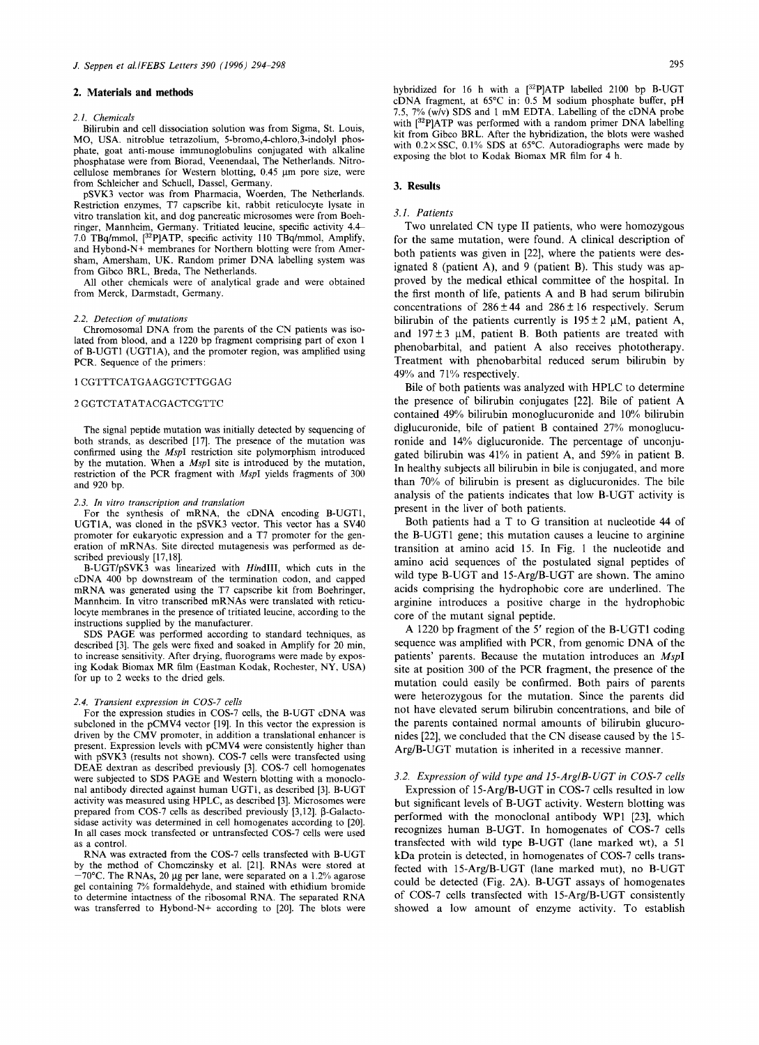## 2. Materials and methods

### 2.1. Chemicals

Bilirubin and cell dissociation solution was from Sigma, St. Louis, MO, USA. nitroblue tetrazolium, 5-bromo,4-chloro,3-indolyl phosphate, goat anti-mouse immunoglobulins conjugated with alkaline phosphatase were from Biorad, Veenendaal, The Netherlands. Nitrocellulose membranes for Western blotting, 0.45 μm pore size, were from Schleicher and Schuell, Dassel, Germany.

pSVK3 vector was from Pharmacia, Woerden, The Netherlands. Restriction enzymes, T7 capscribe kit, rabbit reticulocyte lysate in vitro translation kit, and dog pancreatic microsomes were from Boehringer, Mannheim, Germany. Tritiated leucine, specific activity 4.4–7.0 TBq/mmol, [$^{32}$P]ATP, specific activity 110 TBq/mmol, Amplify, and Hybond-N+ membranes for Northern blotting were from Amersham, Amersham, UK. Random primer DNA labelling system was from Gibco BRL, Breda, The Netherlands.

All other chemicals were of analytical grade and were obtained from Merck, Darmstadt, Germany.

### 2.2. Detection of mutations

Chromosomal DNA from the parents of the CN patients was isolated from blood, and a 1220 bp fragment comprising part of exon 1 of B-UGT1 (UGT1A), and the promoter region, was amplified using PCR. Sequence of the primers:

1 CGTTTCATGAAGGTCTTGGAG

2 GGTCTATATACGACTCGTTC

The signal peptide mutation was initially detected by sequencing of both strands, as described [17]. The presence of the mutation was confirmed using the *Msp*I restriction site polymorphism introduced by the mutation. When a *Msp*I site is introduced by the mutation, restriction of the PCR fragment with *Msp*I yields fragments of 300 and 920 bp.

### 2.3. In vitro transcription and translation

For the synthesis of mRNA, the cDNA encoding B-UGT1, UGT1A, was cloned in the pSVK3 vector. This vector has a SV40 promoter for eukaryotic expression and a T7 promoter for the generation of mRNAs. Site directed mutagenesis was performed as described previously [17,18].

B-UGT/pSVK3 was linearized with *Hin*dIII, which cuts in the cDNA 400 bp downstream of the termination codon, and capped mRNA was generated using the T7 capscribe kit from Boehringer, Mannheim. In vitro transcribed mRNAs were translated with reticulocyte membranes in the presence of tritiated leucine, according to the instructions supplied by the manufacturer.

SDS PAGE was performed according to standard techniques, as described [3]. The gels were fixed and soaked in Amplify for 20 min, to increase sensitivity. After drying, fluorograms were made by exposing Kodak Biomax MR film (Eastman Kodak, Rochester, NY, USA) for up to 2 weeks to the dried gels.

### 2.4. Transient expression in COS-7 cells

For the expression studies in COS-7 cells, the B-UGT cDNA was subcloned in the pCMV4 vector [19]. In this vector the expression is driven by the CMV promoter, in addition a translational enhancer is present. Expression levels with pCMV4 were consistently higher than with pSVK3 (results not shown). COS-7 cells were transfected using DEAE dextran as described previously [3]. COS-7 cell homogenates were subjected to SDS PAGE and Western blotting with a monoclonal antibody directed against human UGT1, as described [3]. B-UGT activity was measured using HPLC, as described [3]. Microsomes were prepared from COS-7 cells as described previously [3,12]. β-Galactosidase activity was determined in cell homogenates according to [20]. In all cases mock transfected or untransfected COS-7 cells were used as a control.

RNA was extracted from the COS-7 cells transfected with B-UGT by the method of Chomczinsky et al. [21]. RNAs were stored at −70°C. The RNAs, 20 μg per lane, were separated on a 1.2% agarose gel containing 7% formaldehyde, and stained with ethidium bromide to determine intactness of the ribosomal RNA. The separated RNA was transferred to Hybond-N+ according to [20]. The blots were hybridized for 16 h with a [$^{32}$P]ATP labelled 2100 bp B-UGT cDNA fragment, at 65°C in: 0.5 M sodium phosphate buffer, pH 7.5, 7% (w/v) SDS and 1 mM EDTA. Labelling of the cDNA probe with [$^{32}$P]ATP was performed with a random primer DNA labelling kit from Gibco BRL. After the hybridization, the blots were washed with 0.2×SSC, 0.1% SDS at 65°C. Autoradiographs were made by exposing the blot to Kodak Biomax MR film for 4 h.

## 3. Results

### 3.1. Patients

Two unrelated CN type II patients, who were homozygous for the same mutation, were found. A clinical description of both patients was given in [22], where the patients were designated 8 (patient A), and 9 (patient B). This study was approved by the medical ethical committee of the hospital. In the first month of life, patients A and B had serum bilirubin concentrations of 286 ± 44 and 286 ± 16 respectively. Serum bilirubin of the patients currently is 195 ± 2 μM, patient A, and 197 ± 3 μM, patient B. Both patients are treated with phenobarbital, and patient A also receives phototherapy. Treatment with phenobarbital reduced serum bilirubin by 49% and 71% respectively.

Bile of both patients was analyzed with HPLC to determine the presence of bilirubin conjugates [22]. Bile of patient A contained 49% bilirubin monoglucuronide and 10% bilirubin diglucuronide, bile of patient B contained 27% monoglucuronide and 14% diglucuronide. The percentage of unconjugated bilirubin was 41% in patient A, and 59% in patient B. In healthy subjects all bilirubin in bile is conjugated, and more than 70% of bilirubin is present as diglucuronides. The bile analysis of the patients indicates that low B-UGT activity is present in the liver of both patients.

Both patients had a T to G transition at nucleotide 44 of the B-UGT1 gene; this mutation causes a leucine to arginine transition at amino acid 15. In Fig. 1 the nucleotide and amino acid sequences of the postulated signal peptides of wild type B-UGT and 15-Arg/B-UGT are shown. The amino acids comprising the hydrophobic core are underlined. The arginine introduces a positive charge in the hydrophobic core of the mutant signal peptide.

A 1220 bp fragment of the 5′ region of the B-UGT1 coding sequence was amplified with PCR, from genomic DNA of the patients' parents. Because the mutation introduces an *Msp*I site at position 300 of the PCR fragment, the presence of the mutation could easily be confirmed. Both pairs of parents were heterozygous for the mutation. Since the parents did not have elevated serum bilirubin concentrations, and bile of the parents contained normal amounts of bilirubin glucuronides [22], we concluded that the CN disease caused by the 15-Arg/B-UGT mutation is inherited in a recessive manner.

### 3.2. Expression of wild type and 15-Arg/B-UGT in COS-7 cells

Expression of 15-Arg/B-UGT in COS-7 cells resulted in low but significant levels of B-UGT activity. Western blotting was performed with the monoclonal antibody WP1 [23], which recognizes human B-UGT. In homogenates of COS-7 cells transfected with wild type B-UGT (lane marked wt), a 51 kDa protein is detected, in homogenates of COS-7 cells transfected with 15-Arg/B-UGT (lane marked mut), no B-UGT could be detected (Fig. 2A). B-UGT assays of homogenates of COS-7 cells transfected with 15-Arg/B-UGT consistently showed a low amount of enzyme activity. To establish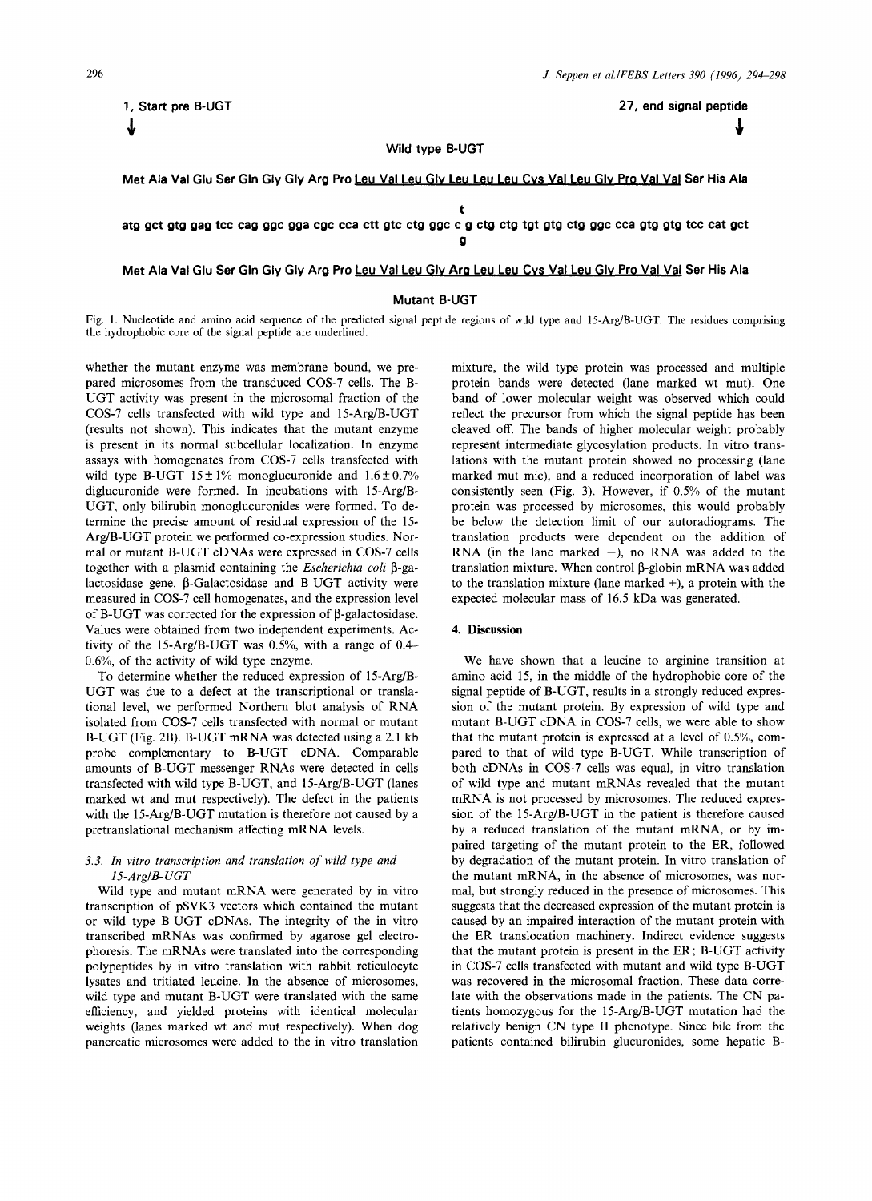1, Start pre B-UGT ↓ 27, end signal peptide ↓

Wild type B-UGT

Met Ala Val Glu Ser Gln Gly Gly Arg Pro <u>Leu Val Leu Gly Leu Leu Leu Cys Val Leu Gly Pro Val Val</u> Ser His Ala

```
                                         t
atg gct gtg gag tcc cag ggc gga cgc cca ctt gtc ctg ggc c g ctg ctg tgt gtg ctg ggc cca gtg gtg tcc cat gct
                                         g
```

Met Ala Val Glu Ser Gln Gly Gly Arg Pro <u>Leu Val Leu Gly Arg Leu Leu Cys Val Leu Gly Pro Val Val</u> Ser His Ala

Mutant B-UGT

Fig. 1. Nucleotide and amino acid sequence of the predicted signal peptide regions of wild type and 15-Arg/B-UGT. The residues comprising the hydrophobic core of the signal peptide are underlined.

whether the mutant enzyme was membrane bound, we prepared microsomes from the transduced COS-7 cells. The B-UGT activity was present in the microsomal fraction of the COS-7 cells transfected with wild type and 15-Arg/B-UGT (results not shown). This indicates that the mutant enzyme is present in its normal subcellular localization. In enzyme assays with homogenates from COS-7 cells transfected with wild type B-UGT 15±1% monoglucuronide and 1.6±0.7% diglucuronide were formed. In incubations with 15-Arg/B-UGT, only bilirubin monoglucuronides were formed. To determine the precise amount of residual expression of the 15-Arg/B-UGT protein we performed co-expression studies. Normal or mutant B-UGT cDNAs were expressed in COS-7 cells together with a plasmid containing the *Escherichia coli* β-galactosidase gene. β-Galactosidase and B-UGT activity were measured in COS-7 cell homogenates, and the expression level of B-UGT was corrected for the expression of β-galactosidase. Values were obtained from two independent experiments. Activity of the 15-Arg/B-UGT was 0.5%, with a range of 0.4–0.6%, of the activity of wild type enzyme.

To determine whether the reduced expression of 15-Arg/B-UGT was due to a defect at the transcriptional or translational level, we performed Northern blot analysis of RNA isolated from COS-7 cells transfected with normal or mutant B-UGT (Fig. 2B). B-UGT mRNA was detected using a 2.1 kb probe complementary to B-UGT cDNA. Comparable amounts of B-UGT messenger RNAs were detected in cells transfected with wild type B-UGT, and 15-Arg/B-UGT (lanes marked wt and mut respectively). The defect in the patients with the 15-Arg/B-UGT mutation is therefore not caused by a pretranslational mechanism affecting mRNA levels.

### 3.3. In vitro transcription and translation of wild type and 15-Arg/B-UGT

Wild type and mutant mRNA were generated by in vitro transcription of pSVK3 vectors which contained the mutant or wild type B-UGT cDNAs. The integrity of the in vitro transcribed mRNAs was confirmed by agarose gel electrophoresis. The mRNAs were translated into the corresponding polypeptides by in vitro translation with rabbit reticulocyte lysates and tritiated leucine. In the absence of microsomes, wild type and mutant B-UGT were translated with the same efficiency, and yielded proteins with identical molecular weights (lanes marked wt and mut respectively). When dog pancreatic microsomes were added to the in vitro translation mixture, the wild type protein was processed and multiple protein bands were detected (lane marked wt mut). One band of lower molecular weight was observed which could reflect the precursor from which the signal peptide has been cleaved off. The bands of higher molecular weight probably represent intermediate glycosylation products. In vitro translations with the mutant protein showed no processing (lane marked mut mic), and a reduced incorporation of label was consistently seen (Fig. 3). However, if 0.5% of the mutant protein was processed by microsomes, this would probably be below the detection limit of our autoradiograms. The translation products were dependent on the addition of RNA (in the lane marked −), no RNA was added to the translation mixture. When control β-globin mRNA was added to the translation mixture (lane marked +), a protein with the expected molecular mass of 16.5 kDa was generated.

## 4. Discussion

We have shown that a leucine to arginine transition at amino acid 15, in the middle of the hydrophobic core of the signal peptide of B-UGT, results in a strongly reduced expression of the mutant protein. By expression of wild type and mutant B-UGT cDNA in COS-7 cells, we were able to show that the mutant protein is expressed at a level of 0.5%, compared to that of wild type B-UGT. While transcription of both cDNAs in COS-7 cells was equal, in vitro translation of wild type and mutant mRNAs revealed that the mutant mRNA is not processed by microsomes. The reduced expression of the 15-Arg/B-UGT in the patient is therefore caused by a reduced translation of the mutant mRNA, or by impaired targeting of the mutant protein to the ER, followed by degradation of the mutant protein. In vitro translation of the mutant mRNA, in the absence of microsomes, was normal, but strongly reduced in the presence of microsomes. This suggests that the decreased expression of the mutant protein is caused by an impaired interaction of the mutant protein with the ER translocation machinery. Indirect evidence suggests that the mutant protein is present in the ER; B-UGT activity in COS-7 cells transfected with mutant and wild type B-UGT was recovered in the microsomal fraction. These data correlate with the observations made in the patients. The CN patients homozygous for the 15-Arg/B-UGT mutation had the relatively benign CN type II phenotype. Since bile from the patients contained bilirubin glucuronides, some hepatic B-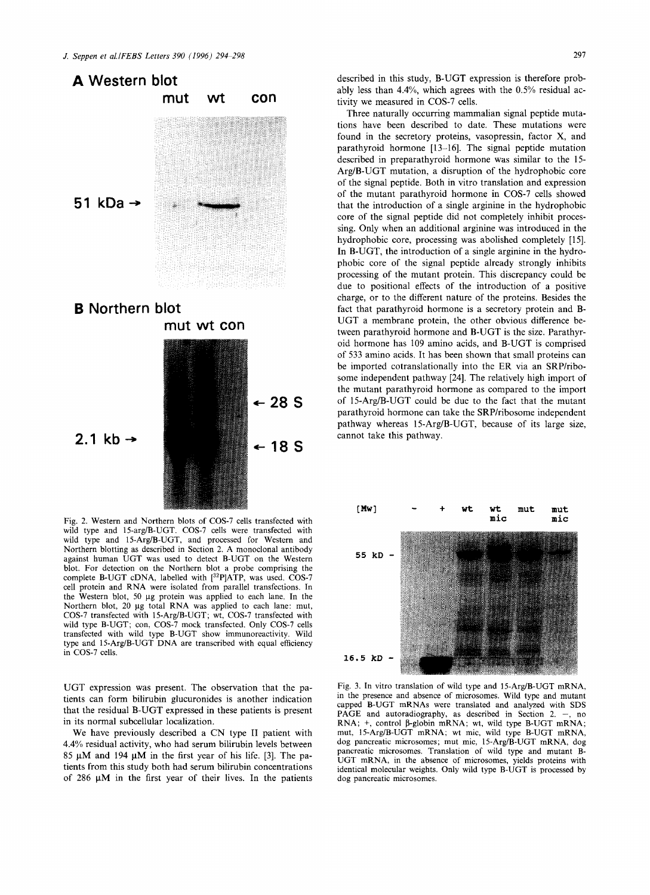UGT expression was present. The observation that the patients can form bilirubin glucuronides is another indication that the residual B-UGT expressed in these patients is present in its normal subcellular localization.

We have previously described a CN type II patient with 4.4% residual activity, who had serum bilirubin levels between 85 μM and 194 μM in the first year of his life. [3]. The patients from this study both had serum bilirubin concentrations of 286 μM in the first year of their lives. In the patients described in this study, B-UGT expression is therefore probably less than 4.4%, which agrees with the 0.5% residual activity we measured in COS-7 cells.

Three naturally occurring mammalian signal peptide mutations have been described to date. These mutations were found in the secretory proteins, vasopressin, factor X, and parathyroid hormone [13–16]. The signal peptide mutation described in preparathyroid hormone was similar to the 15-Arg/B-UGT mutation, a disruption of the hydrophobic core of the signal peptide. Both in vitro translation and expression of the mutant parathyroid hormone in COS-7 cells showed that the introduction of a single arginine in the hydrophobic core of the signal peptide did not completely inhibit processing. Only when an additional arginine was introduced in the hydrophobic core, processing was abolished completely [15]. In B-UGT, the introduction of a single arginine in the hydrophobic core of the signal peptide already strongly inhibits processing of the mutant protein. This discrepancy could be due to positional effects of the introduction of a positive charge, or to the different nature of the proteins. Besides the fact that parathyroid hormone is a secretory protein and B-UGT a membrane protein, the other obvious difference between parathyroid hormone and B-UGT is the size. Parathyroid hormone has 109 amino acids, and B-UGT is comprised of 533 amino acids. It has been shown that small proteins can be imported cotranslationally into the ER via an SRP/ribosome independent pathway [24]. The relatively high import of the mutant parathyroid hormone as compared to the import of 15-Arg/B-UGT could be due to the fact that the mutant parathyroid hormone can take the SRP/ribosome independent pathway whereas 15-Arg/B-UGT, because of its large size, cannot take this pathway.

**A Western blot** (lanes: mut, wt, con; 51 kDa →)

**B Northern blot** (lanes: mut, wt, con; 2.1 kb →; ← 28 S; ← 18 S)

Fig. 2. Western and Northern blots of COS-7 cells transfected with wild type and 15-arg/B-UGT. COS-7 cells were transfected with wild type and 15-Arg/B-UGT, and processed for Western and Northern blotting as described in Section 2. A monoclonal antibody against human UGT was used to detect B-UGT on the Western blot. For detection on the Northern blot a probe comprising the complete B-UGT cDNA, labelled with [$^{32}$P]ATP, was used. COS-7 cell protein and RNA were isolated from parallel transfections. In the Western blot, 50 μg protein was applied to each lane. In the Northern blot, 20 μg total RNA was applied to each lane: mut, COS-7 transfected with 15-Arg/B-UGT; wt, COS-7 transfected with wild type B-UGT; con, COS-7 mock transfected. Only COS-7 cells transfected with wild type B-UGT show immunoreactivity. Wild type and 15-Arg/B-UGT DNA are transcribed with equal efficiency in COS-7 cells.

[Mw] (lanes: −, +, wt, wt mic, mut, mut mic; 55 kD –; 16.5 kD –)

Fig. 3. In vitro translation of wild type and 15-Arg/B-UGT mRNA, in the presence and absence of microsomes. Wild type and mutant capped B-UGT mRNAs were translated and analyzed with SDS PAGE and autoradiography, as described in Section 2. −, no RNA; +, control β-globin mRNA; wt, wild type B-UGT mRNA; mut, 15-Arg/B-UGT mRNA; wt mic, wild type B-UGT mRNA, dog pancreatic microsomes; mut mic, 15-Arg/B-UGT mRNA, dog pancreatic microsomes. Translation of wild type and mutant B-UGT mRNA, in the absence of microsomes, yields proteins with identical molecular weights. Only wild type B-UGT is processed by dog pancreatic microsomes.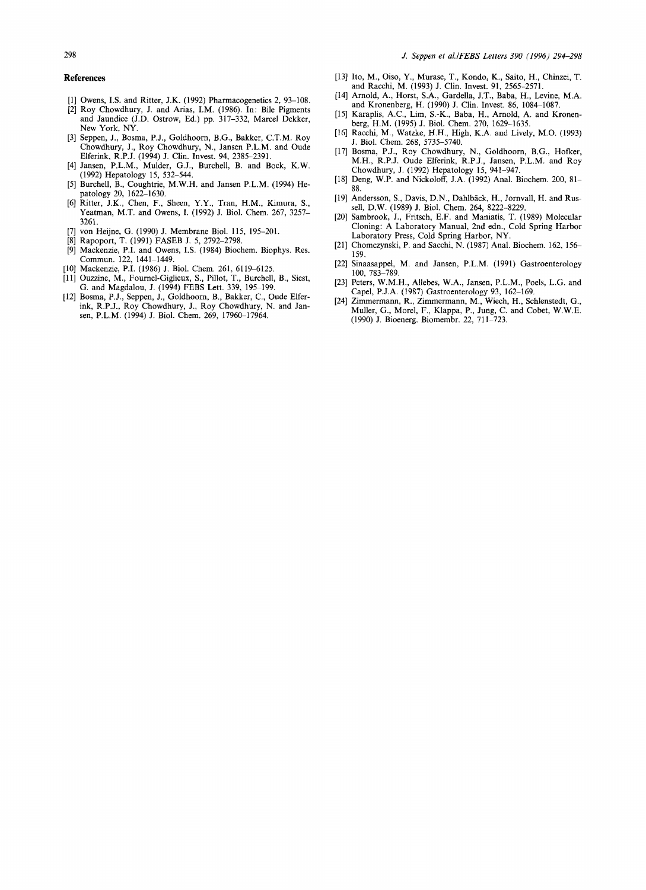## References

[1] Owens, I.S. and Ritter, J.K. (1992) Pharmacogenetics 2, 93–108.

[2] Roy Chowdhury, J. and Arias, I.M. (1986). In: Bile Pigments and Jaundice (J.D. Ostrow, Ed.) pp. 317–332, Marcel Dekker, New York, NY.

[3] Seppen, J., Bosma, P.J., Goldhoorn, B.G., Bakker, C.T.M. Roy Chowdhury, J., Roy Chowdhury, N., Jansen P.L.M. and Oude Elferink, R.P.J. (1994) J. Clin. Invest. 94, 2385–2391.

[4] Jansen, P.L.M., Mulder, G.J., Burchell, B. and Bock, K.W. (1992) Hepatology 15, 532–544.

[5] Burchell, B., Coughtrie, M.W.H. and Jansen P.L.M. (1994) Hepatology 20, 1622–1630.

[6] Ritter, J.K., Chen, F., Sheen, Y.Y., Tran, H.M., Kimura, S., Yeatman, M.T. and Owens, I. (1992) J. Biol. Chem. 267, 3257–3261.

[7] von Heijne, G. (1990) J. Membrane Biol. 115, 195–201.

[8] Rapoport, T. (1991) FASEB J. 5, 2792–2798.

[9] Mackenzie, P.I. and Owens, I.S. (1984) Biochem. Biophys. Res. Commun. 122, 1441–1449.

[10] Mackenzie, P.I. (1986) J. Biol. Chem. 261, 6119–6125.

[11] Ouzzine, M., Fournel-Gigleux, S., Pillot, T., Burchell, B., Siest, G. and Magdalou, J. (1994) FEBS Lett. 339, 195–199.

[12] Bosma, P.J., Seppen, J., Goldhoorn, B., Bakker, C., Oude Elferink, R.P.J., Roy Chowdhury, J., Roy Chowdhury, N. and Jansen, P.L.M. (1994) J. Biol. Chem. 269, 17960–17964.

[13] Ito, M., Oiso, Y., Murase, T., Kondo, K., Saito, H., Chinzei, T. and Racchi, M. (1993) J. Clin. Invest. 91, 2565–2571.

[14] Arnold, A., Horst, S.A., Gardella, J.T., Baba, H., Levine, M.A. and Kronenberg, H. (1990) J. Clin. Invest. 86, 1084–1087.

[15] Karaplis, A.C., Lim, S.-K., Baba, H., Arnold, A. and Kronenberg, H.M. (1995) J. Biol. Chem. 270, 1629–1635.

[16] Racchi, M., Watzke, H.H., High, K.A. and Lively, M.O. (1993) J. Biol. Chem. 268, 5735–5740.

[17] Bosma, P.J., Roy Chowdhury, N., Goldhoorn, B.G., Hofker, M.H., R.P.J. Oude Elferink, R.P.J., Jansen, P.L.M. and Roy Chowdhury, J. (1992) Hepatology 15, 941–947.

[18] Deng, W.P. and Nickoloff, J.A. (1992) Anal. Biochem. 200, 81–88.

[19] Andersson, S., Davis, D.N., Dahlbäck, H., Jornvall, H. and Russell, D.W. (1989) J. Biol. Chem. 264, 8222–8229.

[20] Sambrook, J., Fritsch, E.F. and Maniatis, T. (1989) Molecular Cloning: A Laboratory Manual, 2nd edn., Cold Spring Harbor Laboratory Press, Cold Spring Harbor, NY.

[21] Chomczynski, P. and Sacchi, N. (1987) Anal. Biochem. 162, 156–159.

[22] Sinaasappel, M. and Jansen, P.L.M. (1991) Gastroenterology 100, 783–789.

[23] Peters, W.M.H., Allebes, W.A., Jansen, P.L.M., Poels, L.G. and Capel, P.J.A. (1987) Gastroenterology 93, 162–169.

[24] Zimmermann, R., Zimmermann, M., Wiech, H., Schlenstedt, G., Muller, G., Morel, F., Klappa, P., Jung, C. and Cobet, W.W.E. (1990) J. Bioenerg. Biomembr. 22, 711–723.